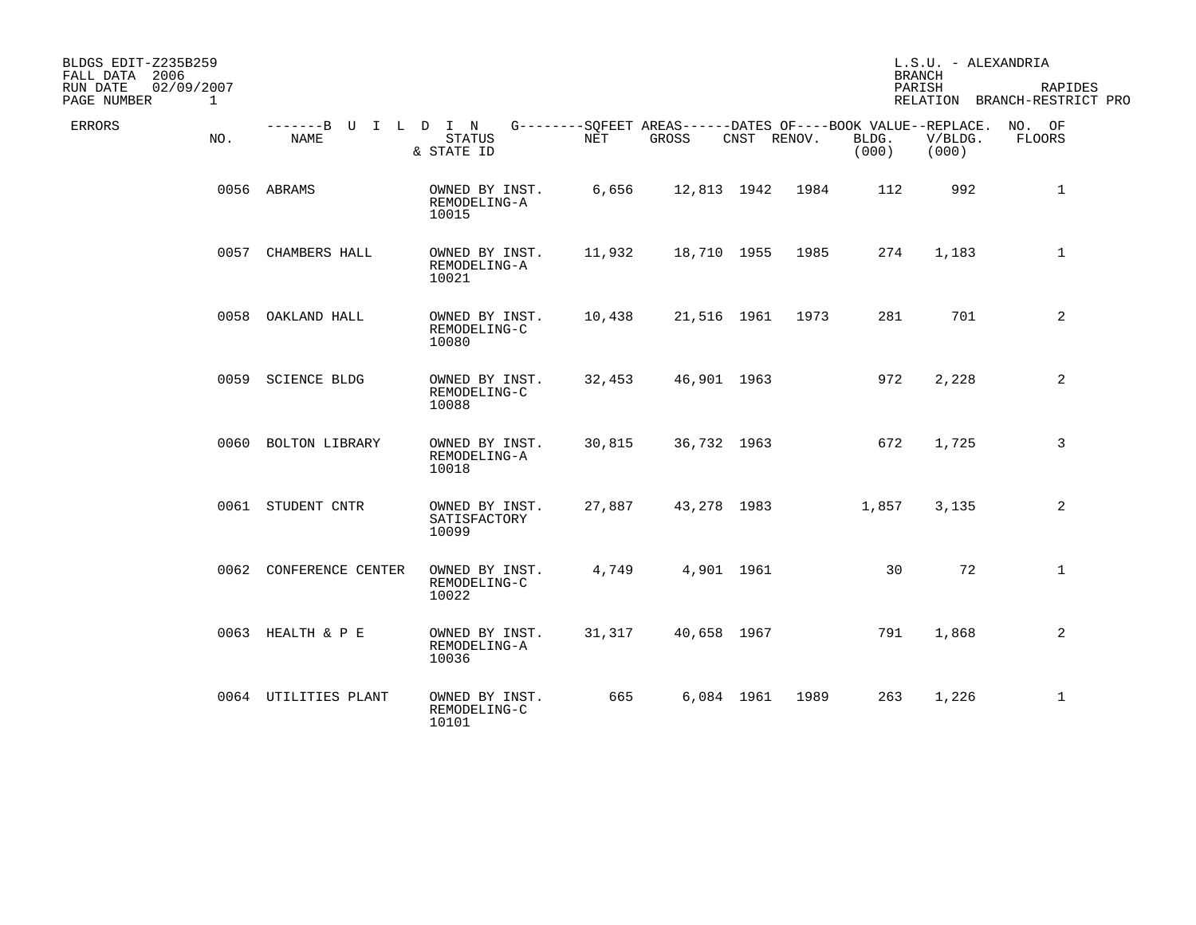BLDGS EDIT-Z235B259
FALL DATA 2006
RUN DATE 02/09/2007
PAGE NUMBER 1

L.S.U. - ALEXANDRIA
BRANCH
PARISH RAPIDES
RELATION BRANCH-RESTRICT PRO

| ERRORS | NO. | BUILDING NAME | STATUS & STATE ID | SQFEET AREAS NET | SQFEET AREAS GROSS | DATES OF CNST | DATES OF RENOV. | BOOK VALUE BLDG. (000) | REPLACE. V/BLDG. (000) | NO. OF FLOORS |
|---|---|---|---|---|---|---|---|---|---|---|
| | 0056 | ABRAMS | OWNED BY INST. REMODELING-A 10015 | 6,656 | 12,813 | 1942 | 1984 | 112 | 992 | 1 |
| | 0057 | CHAMBERS HALL | OWNED BY INST. REMODELING-A 10021 | 11,932 | 18,710 | 1955 | 1985 | 274 | 1,183 | 1 |
| | 0058 | OAKLAND HALL | OWNED BY INST. REMODELING-C 10080 | 10,438 | 21,516 | 1961 | 1973 | 281 | 701 | 2 |
| | 0059 | SCIENCE BLDG | OWNED BY INST. REMODELING-C 10088 | 32,453 | 46,901 | 1963 | | 972 | 2,228 | 2 |
| | 0060 | BOLTON LIBRARY | OWNED BY INST. REMODELING-A 10018 | 30,815 | 36,732 | 1963 | | 672 | 1,725 | 3 |
| | 0061 | STUDENT CNTR | OWNED BY INST. SATISFACTORY 10099 | 27,887 | 43,278 | 1983 | | 1,857 | 3,135 | 2 |
| | 0062 | CONFERENCE CENTER | OWNED BY INST. REMODELING-C 10022 | 4,749 | 4,901 | 1961 | | 30 | 72 | 1 |
| | 0063 | HEALTH & P E | OWNED BY INST. REMODELING-A 10036 | 31,317 | 40,658 | 1967 | | 791 | 1,868 | 2 |
| | 0064 | UTILITIES PLANT | OWNED BY INST. REMODELING-C 10101 | 665 | 6,084 | 1961 | 1989 | 263 | 1,226 | 1 |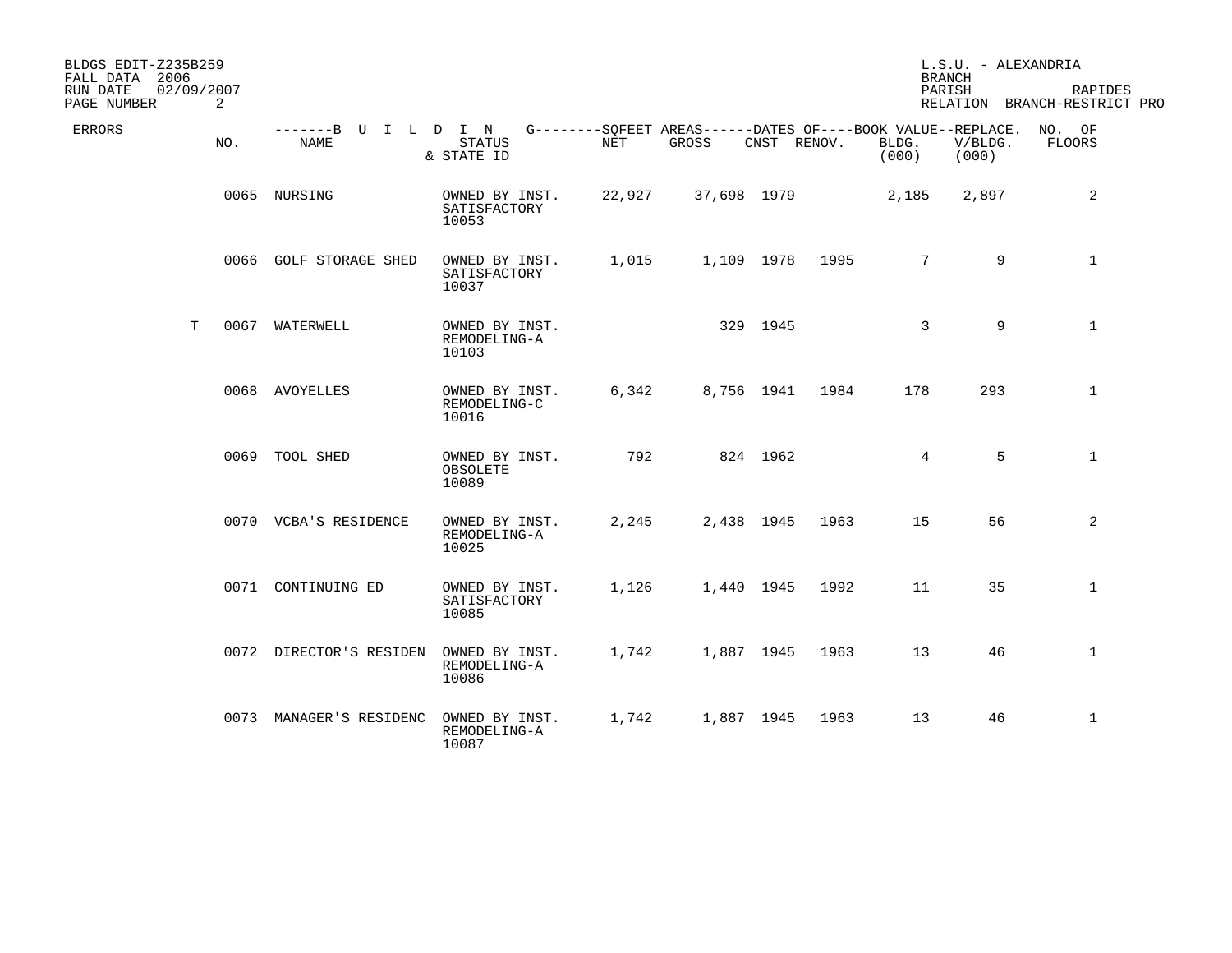BLDGS EDIT-Z235B259
FALL DATA 2006
RUN DATE 02/09/2007

L.S.U. - ALEXANDRIA
BRANCH
PARISH RAPIDES
RELATION BRANCH-RESTRICT PRO

| ERRORS | NO. | NAME | STATUS & STATE ID | NET | GROSS | CNST | RENOV. | BOOK VALUE BLDG. (000) | REPLACE. V/BLDG. (000) | NO. OF FLOORS |
|---|---|---|---|---|---|---|---|---|---|---|
| | 0065 | NURSING | OWNED BY INST. SATISFACTORY 10053 | 22,927 | 37,698 | 1979 | | 2,185 | 2,897 | 2 |
| | 0066 | GOLF STORAGE SHED | OWNED BY INST. SATISFACTORY 10037 | 1,015 | 1,109 | 1978 | 1995 | 7 | 9 | 1 |
| T | 0067 | WATERWELL | OWNED BY INST. REMODELING-A 10103 | | 329 | 1945 | | 3 | 9 | 1 |
| | 0068 | AVOYELLES | OWNED BY INST. REMODELING-C 10016 | 6,342 | 8,756 | 1941 | 1984 | 178 | 293 | 1 |
| | 0069 | TOOL SHED | OWNED BY INST. OBSOLETE 10089 | 792 | 824 | 1962 | | 4 | 5 | 1 |
| | 0070 | VCBA'S RESIDENCE | OWNED BY INST. REMODELING-A 10025 | 2,245 | 2,438 | 1945 | 1963 | 15 | 56 | 2 |
| | 0071 | CONTINUING ED | OWNED BY INST. SATISFACTORY 10085 | 1,126 | 1,440 | 1945 | 1992 | 11 | 35 | 1 |
| | 0072 | DIRECTOR'S RESIDEN | OWNED BY INST. REMODELING-A 10086 | 1,742 | 1,887 | 1945 | 1963 | 13 | 46 | 1 |
| | 0073 | MANAGER'S RESIDENC | OWNED BY INST. REMODELING-A 10087 | 1,742 | 1,887 | 1945 | 1963 | 13 | 46 | 1 |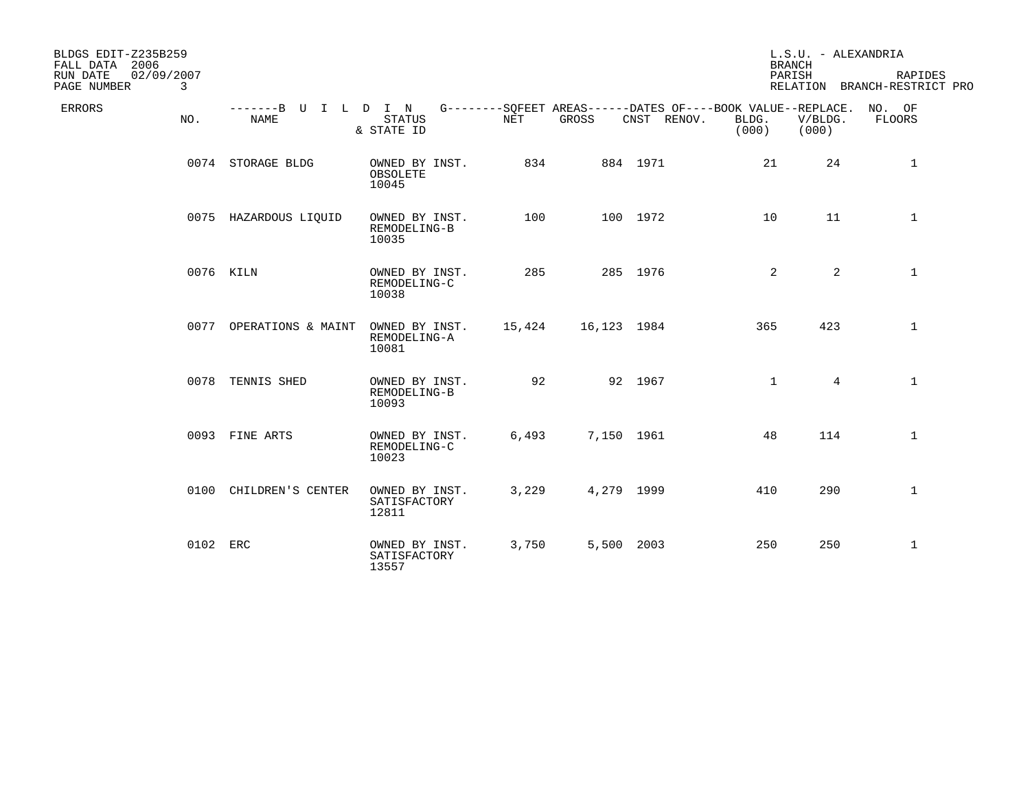BLDGS EDIT-Z235B259
FALL DATA 2006
RUN DATE 02/09/2007

L.S.U. - ALEXANDRIA
BRANCH
PARISH RAPIDES
RELATION BRANCH-RESTRICT PRO

| ERRORS | NO. | NAME | STATUS & STATE ID | NET | GROSS | CNST | RENOV. | BOOK VALUE BLDG. (000) | REPLACE. V/BLDG. (000) | NO. OF FLOORS |
|---|---|---|---|---|---|---|---|---|---|---|
| | 0074 | STORAGE BLDG | OWNED BY INST. OBSOLETE 10045 | 834 | 884 | 1971 | | 21 | 24 | 1 |
| | 0075 | HAZARDOUS LIQUID | OWNED BY INST. REMODELING-B 10035 | 100 | 100 | 1972 | | 10 | 11 | 1 |
| | 0076 | KILN | OWNED BY INST. REMODELING-C 10038 | 285 | 285 | 1976 | | 2 | 2 | 1 |
| | 0077 | OPERATIONS & MAINT | OWNED BY INST. REMODELING-A 10081 | 15,424 | 16,123 | 1984 | | 365 | 423 | 1 |
| | 0078 | TENNIS SHED | OWNED BY INST. REMODELING-B 10093 | 92 | 92 | 1967 | | 1 | 4 | 1 |
| | 0093 | FINE ARTS | OWNED BY INST. REMODELING-C 10023 | 6,493 | 7,150 | 1961 | | 48 | 114 | 1 |
| | 0100 | CHILDREN'S CENTER | OWNED BY INST. SATISFACTORY 12811 | 3,229 | 4,279 | 1999 | | 410 | 290 | 1 |
| | 0102 | ERC | OWNED BY INST. SATISFACTORY 13557 | 3,750 | 5,500 | 2003 | | 250 | 250 | 1 |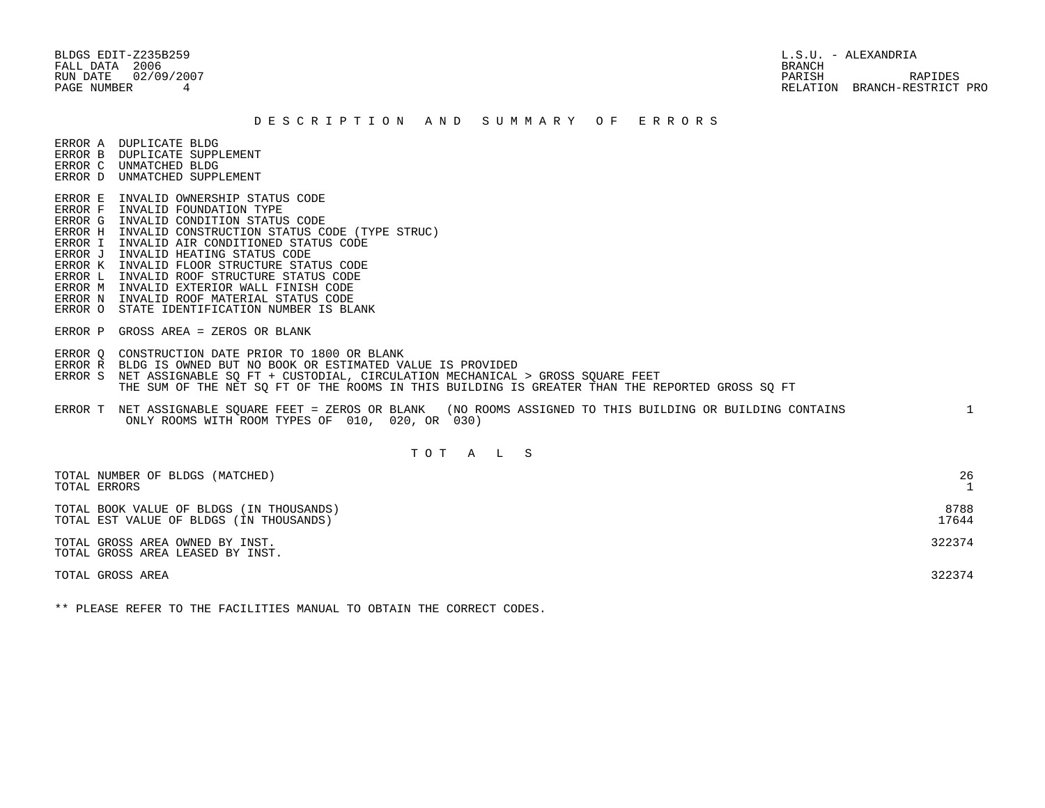BLDGS EDIT-Z235B259
FALL DATA 2006
RUN DATE 02/09/2007
PAGE NUMBER 4

L.S.U. - ALEXANDRIA
BRANCH
PARISH RAPIDES
RELATION BRANCH-RESTRICT PRO

## D E S C R I P T I O N   A N D   S U M M A R Y   O F   E R R O R S

ERROR A  DUPLICATE BLDG
ERROR B  DUPLICATE SUPPLEMENT
ERROR C  UNMATCHED BLDG
ERROR D  UNMATCHED SUPPLEMENT

ERROR E  INVALID OWNERSHIP STATUS CODE
ERROR F  INVALID FOUNDATION TYPE
ERROR G  INVALID CONDITION STATUS CODE
ERROR H  INVALID CONSTRUCTION STATUS CODE (TYPE STRUC)
ERROR I  INVALID AIR CONDITIONED STATUS CODE
ERROR J  INVALID HEATING STATUS CODE
ERROR K  INVALID FLOOR STRUCTURE STATUS CODE
ERROR L  INVALID ROOF STRUCTURE STATUS CODE
ERROR M  INVALID EXTERIOR WALL FINISH CODE
ERROR N  INVALID ROOF MATERIAL STATUS CODE
ERROR O  STATE IDENTIFICATION NUMBER IS BLANK

ERROR P  GROSS AREA = ZEROS OR BLANK

ERROR Q  CONSTRUCTION DATE PRIOR TO 1800 OR BLANK
ERROR R  BLDG IS OWNED BUT NO BOOK OR ESTIMATED VALUE IS PROVIDED
ERROR S  NET ASSIGNABLE SQ FT + CUSTODIAL, CIRCULATION MECHANICAL > GROSS SQUARE FEET
THE SUM OF THE NET SQ FT OF THE ROOMS IN THIS BUILDING IS GREATER THAN THE REPORTED GROSS SQ FT

ERROR T  NET ASSIGNABLE SQUARE FEET = ZEROS OR BLANK (NO ROOMS ASSIGNED TO THIS BUILDING OR BUILDING CONTAINS ONLY ROOMS WITH ROOM TYPES OF 010, 020, OR 030) 1

## T O T A L S

| | |
|---|---|
| TOTAL NUMBER OF BLDGS (MATCHED) | 26 |
| TOTAL ERRORS | 1 |
| TOTAL BOOK VALUE OF BLDGS (IN THOUSANDS) | 8788 |
| TOTAL EST VALUE OF BLDGS (IN THOUSANDS) | 17644 |
| TOTAL GROSS AREA OWNED BY INST. | 322374 |
| TOTAL GROSS AREA LEASED BY INST. | |
| TOTAL GROSS AREA | 322374 |

** PLEASE REFER TO THE FACILITIES MANUAL TO OBTAIN THE CORRECT CODES.